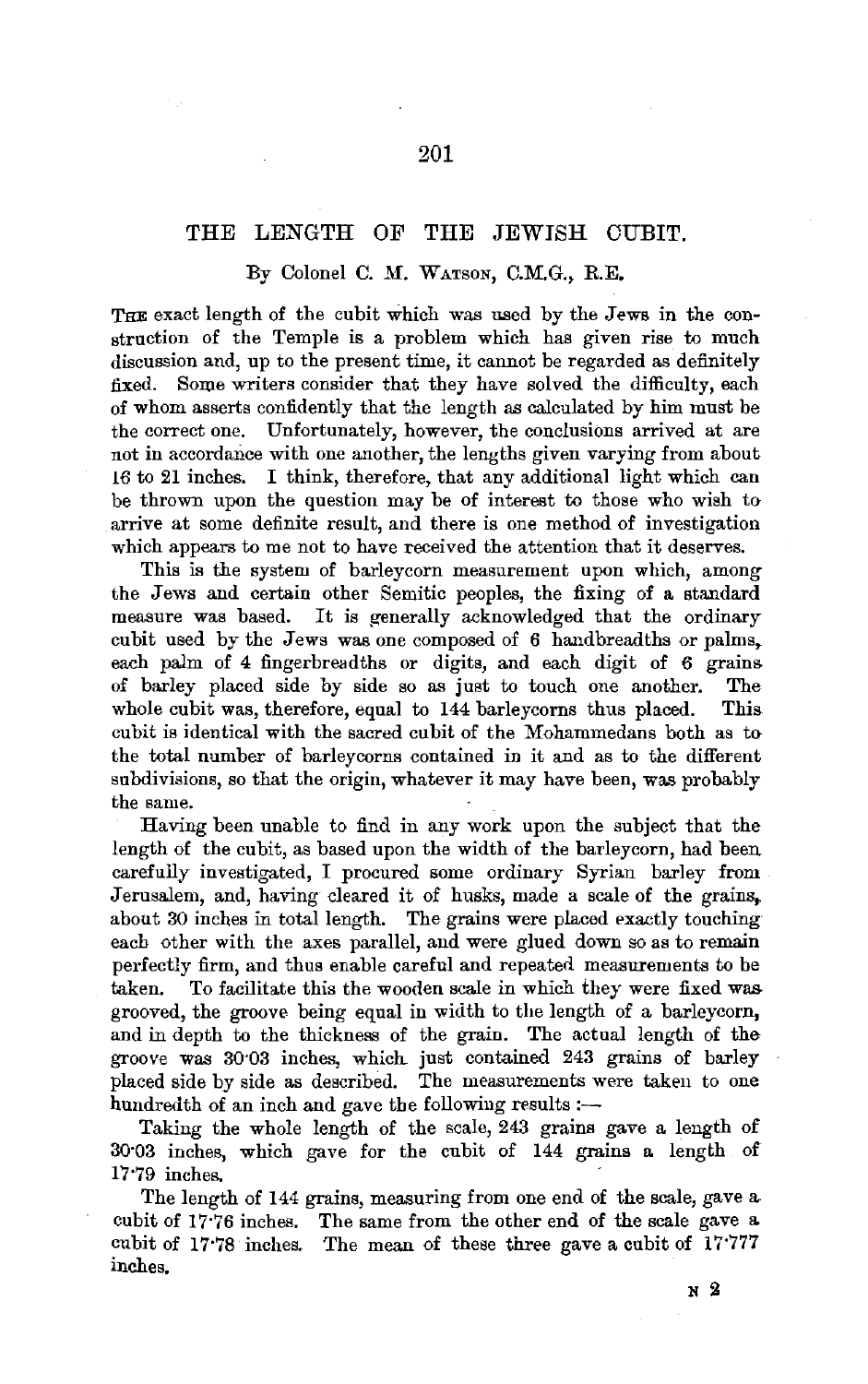# THE LENGTH OF THE JEWISH CUBIT.

By Colonel C. M. Watson, C.M.G., R.E.

The exact length of the cubit which was used by the Jews in the construction of the Temple is a problem which has given rise to much discussion and, up to the present time, it cannot be regarded as definitely fixed. Some writers consider that they have solved the difficulty, each of whom asserts confidently that the length as calculated by him must be the correct one. Unfortunately, however, the conclusions arrived at are not in accordance with one another, the lengths given varying from about 16 to 21 inches. I think, therefore, that any additional light which can be thrown upon the question may be of interest to those who wish to arrive at some definite result, and there is one method of investigation which appears to me not to have received the attention that it deserves.

This is the system of barleycorn measurement upon which, among the Jews and certain other Semitic peoples, the fixing of a standard measure was based. It is generally acknowledged that the ordinary cubit used by the Jews was one composed of 6 handbreadths or palms, each palm of 4 fingerbreadths or digits, and each digit of 6 grains of barley placed side by side so as just to touch one another. The whole cubit was, therefore, equal to 144 barleycorns thus placed. This cubit is identical with the sacred cubit of the Mohammedans both as to the total number of barleycorns contained in it and as to the different subdivisions, so that the origin, whatever it may have been, was probably the same.

Having been unable to find in any work upon the subject that the length of the cubit, as based upon the width of the barleycorn, had been carefully investigated, I procured some ordinary Syrian barley from Jerusalem, and, having cleared it of husks, made a scale of the grains, about 30 inches in total length. The grains were placed exactly touching each other with the axes parallel, and were glued down so as to remain perfectly firm, and thus enable careful and repeated measurements to be taken. To facilitate this the wooden scale in which they were fixed was grooved, the groove being equal in width to the length of a barleycorn, and in depth to the thickness of the grain. The actual length of the groove was 30·03 inches, which just contained 243 grains of barley placed side by side as described. The measurements were taken to one hundredth of an inch and gave the following results :—

Taking the whole length of the scale, 243 grains gave a length of 30·03 inches, which gave for the cubit of 144 grains a length of 17·79 inches.

The length of 144 grains, measuring from one end of the scale, gave a cubit of 17·76 inches. The same from the other end of the scale gave a cubit of 17·78 inches. The mean of these three gave a cubit of 17·777 inches.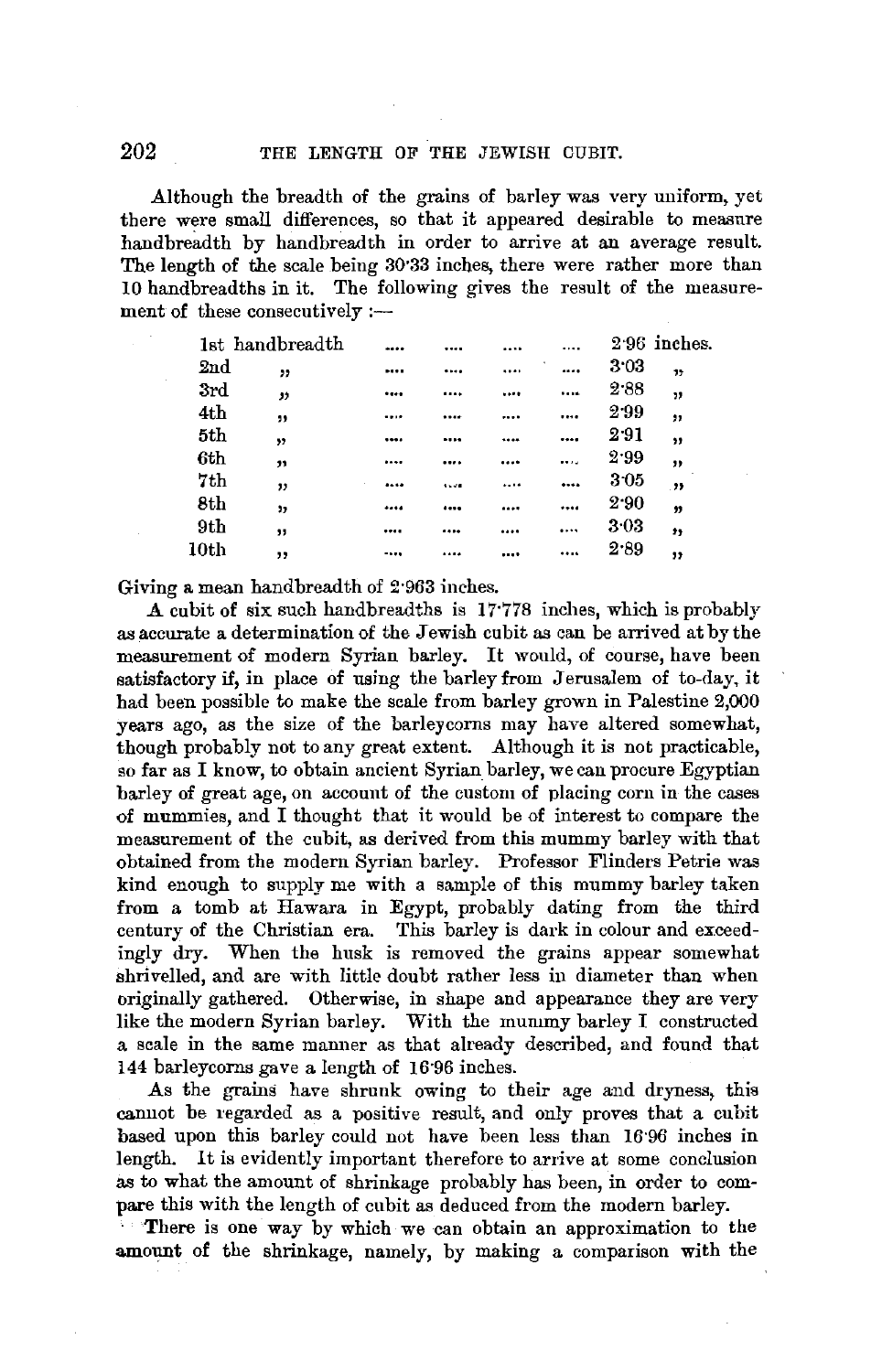Although the breadth of the grains of barley was very uniform, yet there were small differences, so that it appeared desirable to measure handbreadth by handbreadth in order to arrive at an average result. The length of the scale being 30·33 inches, there were rather more than 10 handbreadths in it. The following gives the result of the measurement of these consecutively :—

| | |
|---|---|
| 1st handbreadth .... .... .... .... | 2·96 inches. |
| 2nd " .... .... .... .... | 3·03 " |
| 3rd " .... .... .... .... | 2·88 " |
| 4th " .... .... .... .... | 2·99 " |
| 5th " .... .... .... .... | 2·91 " |
| 6th " .... .... .... .... | 2·99 " |
| 7th " .... .... .... .... | 3·05 " |
| 8th " .... .... .... .... | 2·90 " |
| 9th " .... .... .... .... | 3·03 " |
| 10th " .... .... .... .... | 2·89 " |

Giving a mean handbreadth of 2·963 inches.

A cubit of six such handbreadths is 17·778 inches, which is probably as accurate a determination of the Jewish cubit as can be arrived at by the measurement of modern Syrian barley. It would, of course, have been satisfactory if, in place of using the barley from Jerusalem of to-day, it had been possible to make the scale from barley grown in Palestine 2,000 years ago, as the size of the barleycorns may have altered somewhat, though probably not to any great extent. Although it is not practicable, so far as I know, to obtain ancient Syrian barley, we can procure Egyptian barley of great age, on account of the custom of placing corn in the cases of mummies, and I thought that it would be of interest to compare the measurement of the cubit, as derived from this mummy barley with that obtained from the modern Syrian barley. Professor Flinders Petrie was kind enough to supply me with a sample of this mummy barley taken from a tomb at Hawara in Egypt, probably dating from the third century of the Christian era. This barley is dark in colour and exceedingly dry. When the husk is removed the grains appear somewhat shrivelled, and are with little doubt rather less in diameter than when originally gathered. Otherwise, in shape and appearance they are very like the modern Syrian barley. With the mummy barley I constructed a scale in the same manner as that already described, and found that 144 barleycorns gave a length of 16·96 inches.

As the grains have shrunk owing to their age and dryness, this cannot be regarded as a positive result, and only proves that a cubit based upon this barley could not have been less than 16·96 inches in length. It is evidently important therefore to arrive at some conclusion as to what the amount of shrinkage probably has been, in order to compare this with the length of cubit as deduced from the modern barley.

There is one way by which we can obtain an approximation to the amount of the shrinkage, namely, by making a comparison with the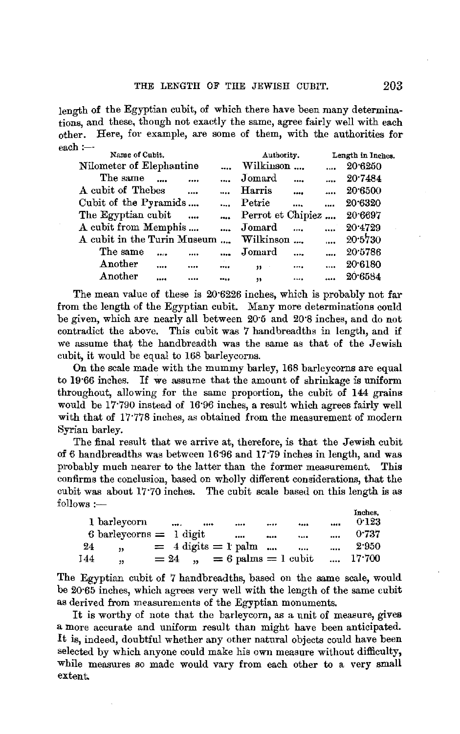length of the Egyptian cubit, of which there have been many determinations, and these, though not exactly the same, agree fairly well with each other. Here, for example, are some of them, with the authorities for each :—

| Name of Cubit. | Authority. | Length in Inches. |
|---|---|---|
| Nilometer of Elephantine | Wilkinson | 20·6250 |
| The same | Jomard | 20·7484 |
| A cubit of Thebes | Harris | 20·6500 |
| Cubit of the Pyramids | Petrie | 20·6320 |
| The Egyptian cubit | Perrot et Chipiez | 20·6697 |
| A cubit from Memphis | Jomard | 20·4729 |
| A cubit in the Turin Museum | Wilkinson | 20·5730 |
| The same | Jomard | 20·5786 |
| Another | " | 20·6180 |
| Another | " | 20·6584 |

The mean value of these is 20·6226 inches, which is probably not far from the length of the Egyptian cubit. Many more determinations could be given, which are nearly all between 20·5 and 20·8 inches, and do not contradict the above. This cubit was 7 handbreadths in length, and if we assume that the handbreadth was the same as that of the Jewish cubit, it would be equal to 168 barleycorns.

On the scale made with the mummy barley, 168 barleycorns are equal to 19·66 inches. If we assume that the amount of shrinkage is uniform throughout, allowing for the same proportion, the cubit of 144 grains would be 17·790 instead of 16·96 inches, a result which agrees fairly well with that of 17·778 inches, as obtained from the measurement of modern Syrian barley.

The final result that we arrive at, therefore, is that the Jewish cubit of 6 handbreadths was between 16·96 and 17·79 inches in length, and was probably much nearer to the latter than the former measurement. This confirms the conclusion, based on wholly different considerations, that the cubit was about 17·70 inches. The cubit scale based on this length is as follows :—

| | Inches. |
|---|---|
| 1 barleycorn | 0·123 |
| 6 barleycorns = 1 digit | 0·737 |
| 24 " = 4 digits = 1 palm | 2·950 |
| 144 " = 24 " = 6 palms = 1 cubit | 17·700 |

The Egyptian cubit of 7 handbreadths, based on the same scale, would be 20·65 inches, which agrees very well with the length of the same cubit as derived from measurements of the Egyptian monuments.

It is worthy of note that the barleycorn, as a unit of measure, gives a more accurate and uniform result than might have been anticipated. It is, indeed, doubtful whether any other natural objects could have been selected by which anyone could make his own measure without difficulty, while measures so made would vary from each other to a very small extent.